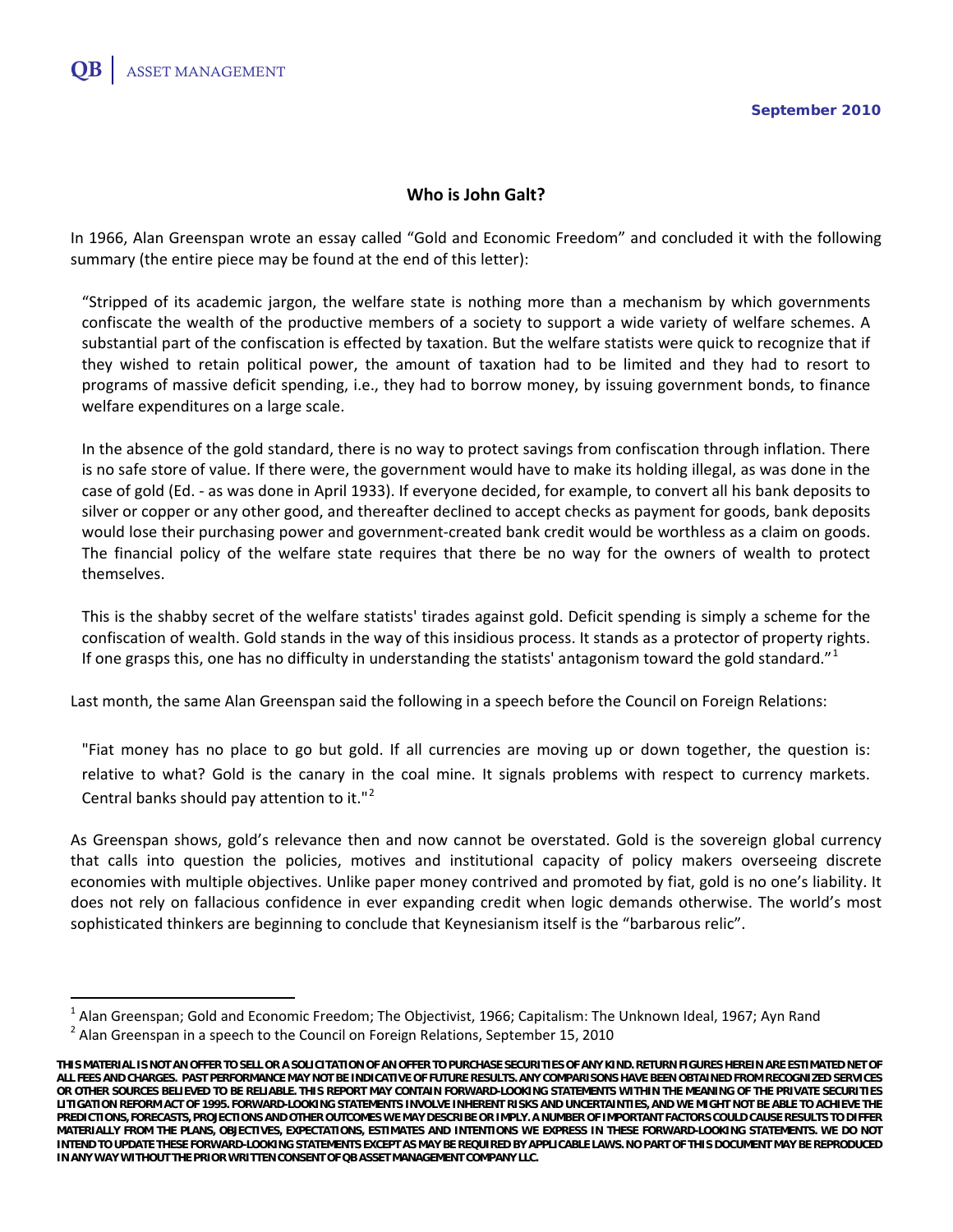QB | ASSET MANAGEMENT

**September 2010**

## Who is John Galt?

In 1966, Alan Greenspan wrote an essay called "Gold and Economic Freedom" and concluded it with the following summary (the entire piece may be found at the end of this letter):

> "Stripped of its academic jargon, the welfare state is nothing more than a mechanism by which governments confiscate the wealth of the productive members of a society to support a wide variety of welfare schemes. A substantial part of the confiscation is effected by taxation. But the welfare statists were quick to recognize that if they wished to retain political power, the amount of taxation had to be limited and they had to resort to programs of massive deficit spending, i.e., they had to borrow money, by issuing government bonds, to finance welfare expenditures on a large scale.
>
> In the absence of the gold standard, there is no way to protect savings from confiscation through inflation. There is no safe store of value. If there were, the government would have to make its holding illegal, as was done in the case of gold (Ed. - as was done in April 1933). If everyone decided, for example, to convert all his bank deposits to silver or copper or any other good, and thereafter declined to accept checks as payment for goods, bank deposits would lose their purchasing power and government-created bank credit would be worthless as a claim on goods. The financial policy of the welfare state requires that there be no way for the owners of wealth to protect themselves.
>
> This is the shabby secret of the welfare statists' tirades against gold. Deficit spending is simply a scheme for the confiscation of wealth. Gold stands in the way of this insidious process. It stands as a protector of property rights. If one grasps this, one has no difficulty in understanding the statists' antagonism toward the gold standard."[1]

Last month, the same Alan Greenspan said the following in a speech before the Council on Foreign Relations:

> "Fiat money has no place to go but gold. If all currencies are moving up or down together, the question is: relative to what? Gold is the canary in the coal mine. It signals problems with respect to currency markets. Central banks should pay attention to it."[2]

As Greenspan shows, gold's relevance then and now cannot be overstated. Gold is the sovereign global currency that calls into question the policies, motives and institutional capacity of policy makers overseeing discrete economies with multiple objectives. Unlike paper money contrived and promoted by fiat, gold is no one's liability. It does not rely on fallacious confidence in ever expanding credit when logic demands otherwise. The world's most sophisticated thinkers are beginning to conclude that Keynesianism itself is the "barbarous relic".

---

[1] Alan Greenspan; Gold and Economic Freedom; The Objectivist, 1966; Capitalism: The Unknown Ideal, 1967; Ayn Rand

[2] Alan Greenspan in a speech to the Council on Foreign Relations, September 15, 2010

**THIS MATERIAL IS NOT AN OFFER TO SELL OR A SOLICITATION OF AN OFFER TO PURCHASE SECURITIES OF ANY KIND. RETURN FIGURES HEREIN ARE ESTIMATED NET OF ALL FEES AND CHARGES. PAST PERFORMANCE MAY NOT BE INDICATIVE OF FUTURE RESULTS. ANY COMPARISONS HAVE BEEN OBTAINED FROM RECOGNIZED SERVICES OR OTHER SOURCES BELIEVED TO BE RELIABLE. THIS REPORT MAY CONTAIN FORWARD-LOOKING STATEMENTS WITHIN THE MEANING OF THE PRIVATE SECURITIES LITIGATION REFORM ACT OF 1995. FORWARD-LOOKING STATEMENTS INVOLVE INHERENT RISKS AND UNCERTAINTIES, AND WE MIGHT NOT BE ABLE TO ACHIEVE THE PREDICTIONS, FORECASTS, PROJECTIONS AND OTHER OUTCOMES WE MAY DESCRIBE OR IMPLY. A NUMBER OF IMPORTANT FACTORS COULD CAUSE RESULTS TO DIFFER MATERIALLY FROM THE PLANS, OBJECTIVES, EXPECTATIONS, ESTIMATES AND INTENTIONS WE EXPRESS IN THESE FORWARD-LOOKING STATEMENTS. WE DO NOT INTEND TO UPDATE THESE FORWARD-LOOKING STATEMENTS EXCEPT AS MAY BE REQUIRED BY APPLICABLE LAWS. NO PART OF THIS DOCUMENT MAY BE REPRODUCED IN ANY WAY WITHOUT THE PRIOR WRITTEN CONSENT OF QB ASSET MANAGEMENT COMPANY LLC.**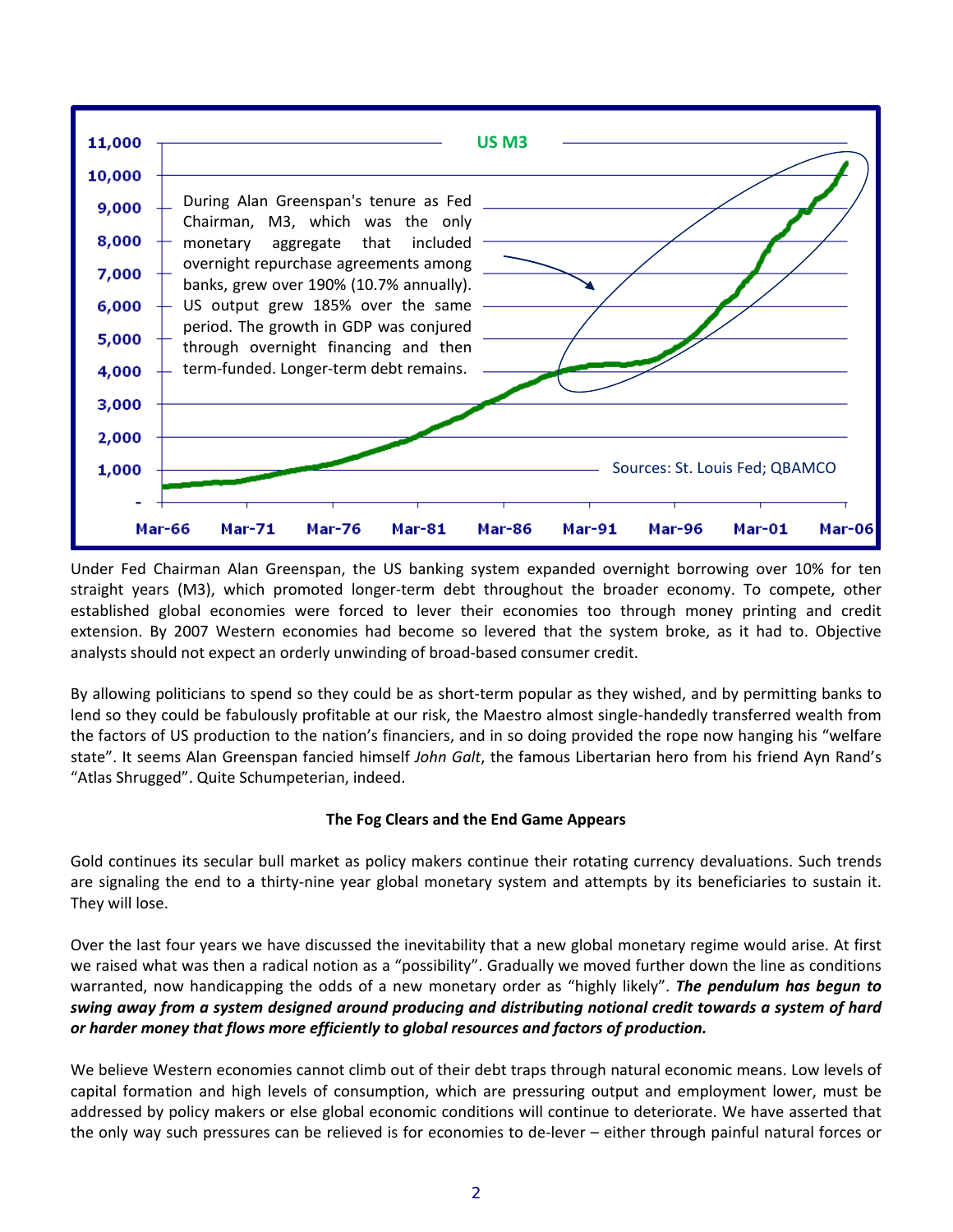US M3

During Alan Greenspan's tenure as Fed Chairman, M3, which was the only monetary aggregate that included overnight repurchase agreements among banks, grew over 190% (10.7% annually). US output grew 185% over the same period. The growth in GDP was conjured through overnight financing and then term-funded. Longer-term debt remains.

Sources: St. Louis Fed; QBAMCO

Under Fed Chairman Alan Greenspan, the US banking system expanded overnight borrowing over 10% for ten straight years (M3), which promoted longer-term debt throughout the broader economy. To compete, other established global economies were forced to lever their economies too through money printing and credit extension. By 2007 Western economies had become so levered that the system broke, as it had to. Objective analysts should not expect an orderly unwinding of broad-based consumer credit.

By allowing politicians to spend so they could be as short-term popular as they wished, and by permitting banks to lend so they could be fabulously profitable at our risk, the Maestro almost single-handedly transferred wealth from the factors of US production to the nation's financiers, and in so doing provided the rope now hanging his "welfare state". It seems Alan Greenspan fancied himself *John Galt*, the famous Libertarian hero from his friend Ayn Rand's "Atlas Shrugged". Quite Schumpeterian, indeed.

**The Fog Clears and the End Game Appears**

Gold continues its secular bull market as policy makers continue their rotating currency devaluations. Such trends are signaling the end to a thirty-nine year global monetary system and attempts by its beneficiaries to sustain it. They will lose.

Over the last four years we have discussed the inevitability that a new global monetary regime would arise. At first we raised what was then a radical notion as a "possibility". Gradually we moved further down the line as conditions warranted, now handicapping the odds of a new monetary order as "highly likely". ***The pendulum has begun to swing away from a system designed around producing and distributing notional credit towards a system of hard or harder money that flows more efficiently to global resources and factors of production.***

We believe Western economies cannot climb out of their debt traps through natural economic means. Low levels of capital formation and high levels of consumption, which are pressuring output and employment lower, must be addressed by policy makers or else global economic conditions will continue to deteriorate. We have asserted that the only way such pressures can be relieved is for economies to de-lever – either through painful natural forces or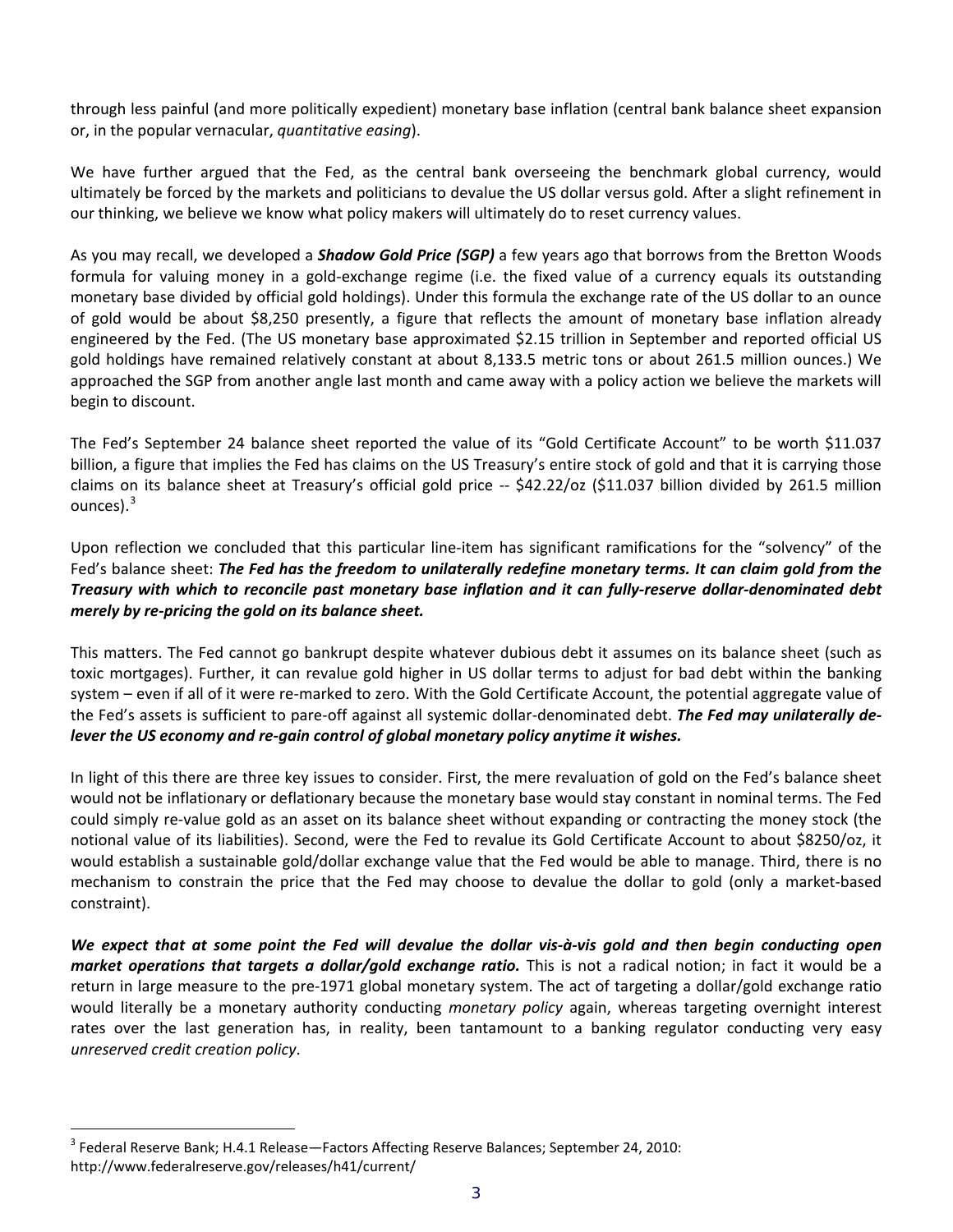through less painful (and more politically expedient) monetary base inflation (central bank balance sheet expansion or, in the popular vernacular, *quantitative easing*).

We have further argued that the Fed, as the central bank overseeing the benchmark global currency, would ultimately be forced by the markets and politicians to devalue the US dollar versus gold. After a slight refinement in our thinking, we believe we know what policy makers will ultimately do to reset currency values.

As you may recall, we developed a ***Shadow Gold Price (SGP)*** a few years ago that borrows from the Bretton Woods formula for valuing money in a gold-exchange regime (i.e. the fixed value of a currency equals its outstanding monetary base divided by official gold holdings). Under this formula the exchange rate of the US dollar to an ounce of gold would be about $8,250 presently, a figure that reflects the amount of monetary base inflation already engineered by the Fed. (The US monetary base approximated $2.15 trillion in September and reported official US gold holdings have remained relatively constant at about 8,133.5 metric tons or about 261.5 million ounces.) We approached the SGP from another angle last month and came away with a policy action we believe the markets will begin to discount.

The Fed's September 24 balance sheet reported the value of its "Gold Certificate Account" to be worth $11.037 billion, a figure that implies the Fed has claims on the US Treasury's entire stock of gold and that it is carrying those claims on its balance sheet at Treasury's official gold price -- $42.22/oz ($11.037 billion divided by 261.5 million ounces).[3]

Upon reflection we concluded that this particular line-item has significant ramifications for the "solvency" of the Fed's balance sheet: ***The Fed has the freedom to unilaterally redefine monetary terms. It can claim gold from the Treasury with which to reconcile past monetary base inflation and it can fully-reserve dollar-denominated debt merely by re-pricing the gold on its balance sheet.***

This matters. The Fed cannot go bankrupt despite whatever dubious debt it assumes on its balance sheet (such as toxic mortgages). Further, it can revalue gold higher in US dollar terms to adjust for bad debt within the banking system – even if all of it were re-marked to zero. With the Gold Certificate Account, the potential aggregate value of the Fed's assets is sufficient to pare-off against all systemic dollar-denominated debt. ***The Fed may unilaterally de-lever the US economy and re-gain control of global monetary policy anytime it wishes.***

In light of this there are three key issues to consider. First, the mere revaluation of gold on the Fed's balance sheet would not be inflationary or deflationary because the monetary base would stay constant in nominal terms. The Fed could simply re-value gold as an asset on its balance sheet without expanding or contracting the money stock (the notional value of its liabilities). Second, were the Fed to revalue its Gold Certificate Account to about $8250/oz, it would establish a sustainable gold/dollar exchange value that the Fed would be able to manage. Third, there is no mechanism to constrain the price that the Fed may choose to devalue the dollar to gold (only a market-based constraint).

***We expect that at some point the Fed will devalue the dollar vis-à-vis gold and then begin conducting open market operations that targets a dollar/gold exchange ratio.*** This is not a radical notion; in fact it would be a return in large measure to the pre-1971 global monetary system. The act of targeting a dollar/gold exchange ratio would literally be a monetary authority conducting *monetary policy* again, whereas targeting overnight interest rates over the last generation has, in reality, been tantamount to a banking regulator conducting very easy *unreserved credit creation policy*.

---

[3] Federal Reserve Bank; H.4.1 Release—Factors Affecting Reserve Balances; September 24, 2010: http://www.federalreserve.gov/releases/h41/current/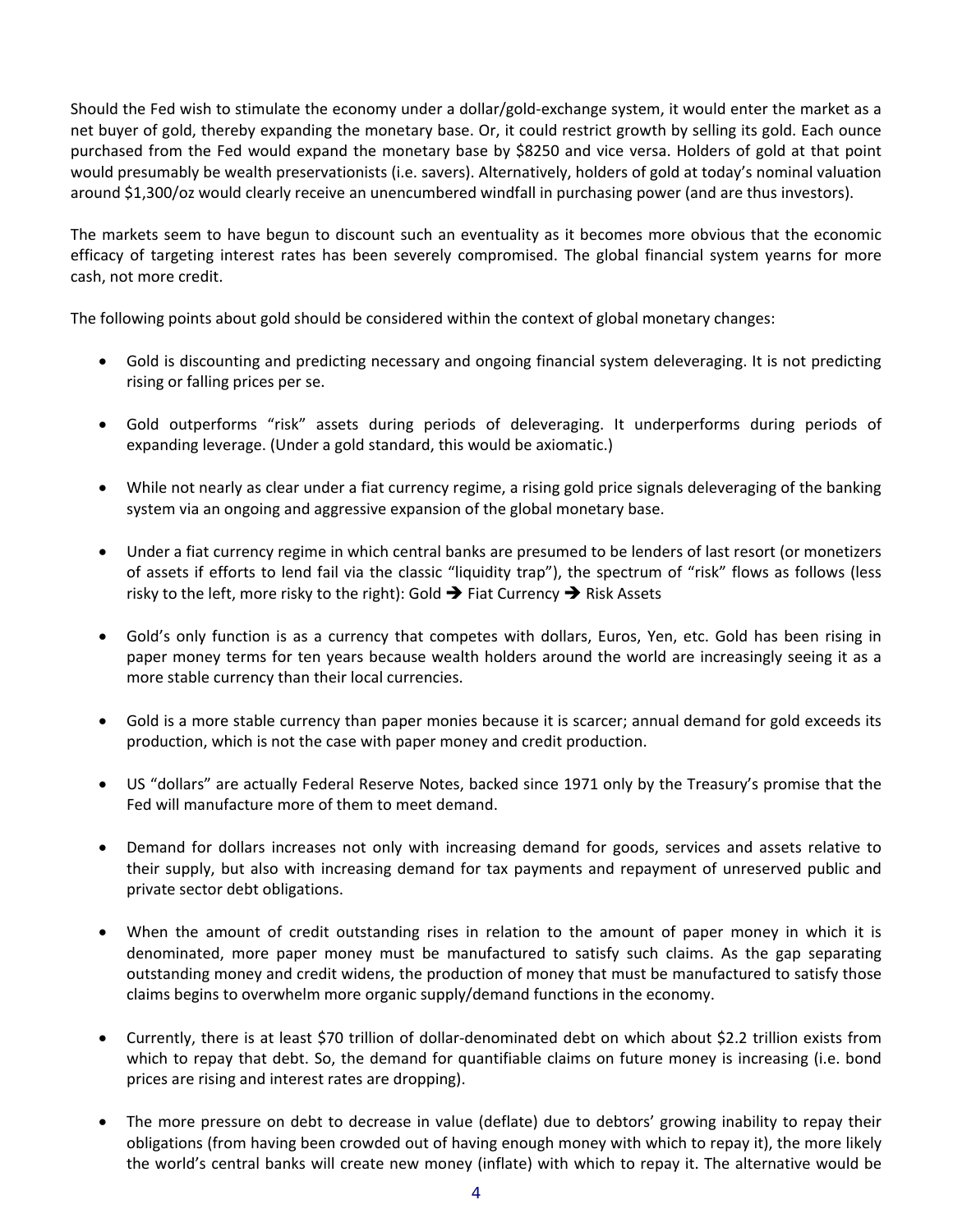Should the Fed wish to stimulate the economy under a dollar/gold-exchange system, it would enter the market as a net buyer of gold, thereby expanding the monetary base. Or, it could restrict growth by selling its gold. Each ounce purchased from the Fed would expand the monetary base by $8250 and vice versa. Holders of gold at that point would presumably be wealth preservationists (i.e. savers). Alternatively, holders of gold at today's nominal valuation around $1,300/oz would clearly receive an unencumbered windfall in purchasing power (and are thus investors).

The markets seem to have begun to discount such an eventuality as it becomes more obvious that the economic efficacy of targeting interest rates has been severely compromised. The global financial system yearns for more cash, not more credit.

The following points about gold should be considered within the context of global monetary changes:

- Gold is discounting and predicting necessary and ongoing financial system deleveraging. It is not predicting rising or falling prices per se.

- Gold outperforms "risk" assets during periods of deleveraging. It underperforms during periods of expanding leverage. (Under a gold standard, this would be axiomatic.)

- While not nearly as clear under a fiat currency regime, a rising gold price signals deleveraging of the banking system via an ongoing and aggressive expansion of the global monetary base.

- Under a fiat currency regime in which central banks are presumed to be lenders of last resort (or monetizers of assets if efforts to lend fail via the classic "liquidity trap"), the spectrum of "risk" flows as follows (less risky to the left, more risky to the right): Gold ➔ Fiat Currency ➔ Risk Assets

- Gold's only function is as a currency that competes with dollars, Euros, Yen, etc. Gold has been rising in paper money terms for ten years because wealth holders around the world are increasingly seeing it as a more stable currency than their local currencies.

- Gold is a more stable currency than paper monies because it is scarcer; annual demand for gold exceeds its production, which is not the case with paper money and credit production.

- US "dollars" are actually Federal Reserve Notes, backed since 1971 only by the Treasury's promise that the Fed will manufacture more of them to meet demand.

- Demand for dollars increases not only with increasing demand for goods, services and assets relative to their supply, but also with increasing demand for tax payments and repayment of unreserved public and private sector debt obligations.

- When the amount of credit outstanding rises in relation to the amount of paper money in which it is denominated, more paper money must be manufactured to satisfy such claims. As the gap separating outstanding money and credit widens, the production of money that must be manufactured to satisfy those claims begins to overwhelm more organic supply/demand functions in the economy.

- Currently, there is at least $70 trillion of dollar-denominated debt on which about $2.2 trillion exists from which to repay that debt. So, the demand for quantifiable claims on future money is increasing (i.e. bond prices are rising and interest rates are dropping).

- The more pressure on debt to decrease in value (deflate) due to debtors' growing inability to repay their obligations (from having been crowded out of having enough money with which to repay it), the more likely the world's central banks will create new money (inflate) with which to repay it. The alternative would be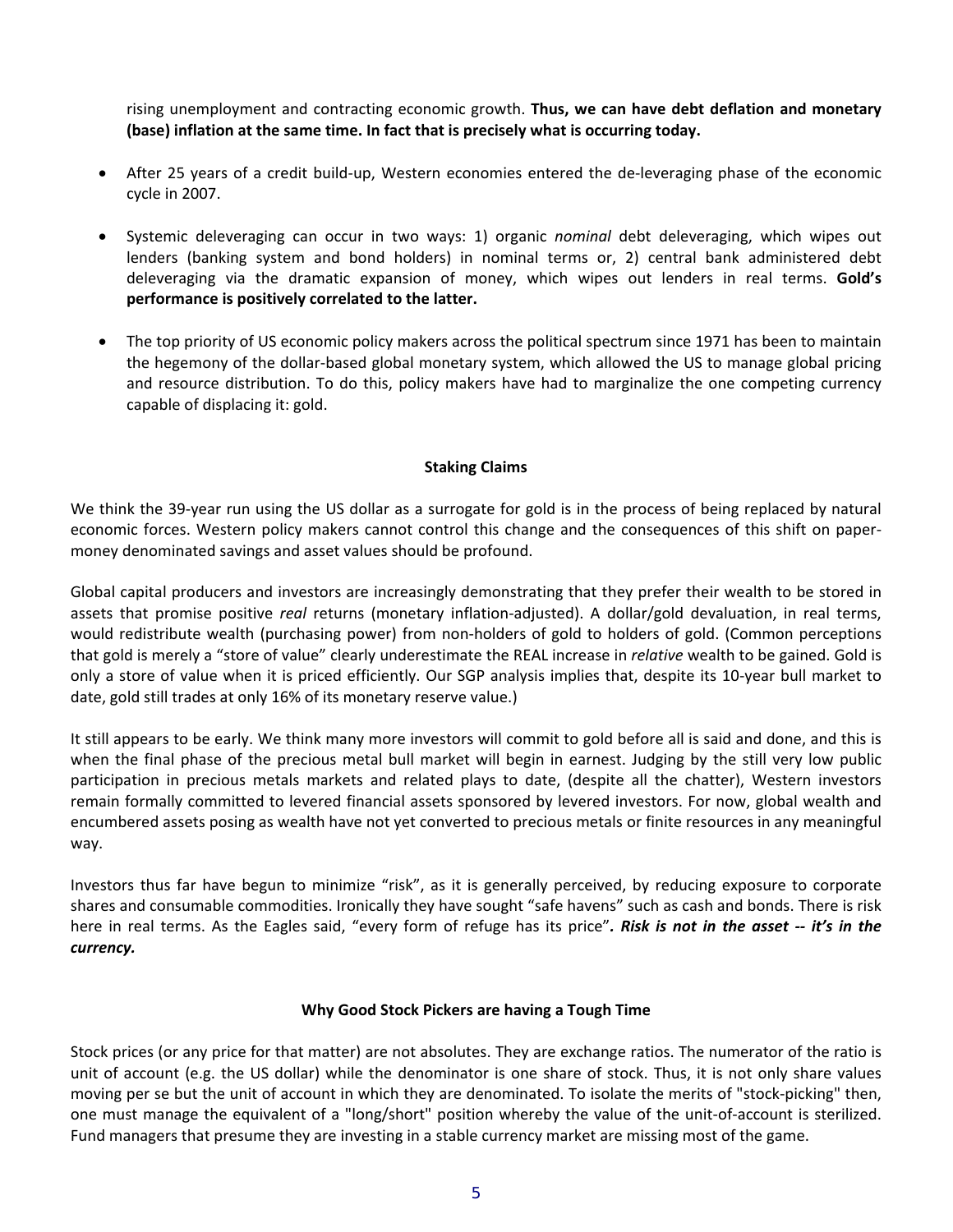rising unemployment and contracting economic growth. **Thus, we can have debt deflation and monetary (base) inflation at the same time. In fact that is precisely what is occurring today.**

- After 25 years of a credit build-up, Western economies entered the de-leveraging phase of the economic cycle in 2007.

- Systemic deleveraging can occur in two ways: 1) organic *nominal* debt deleveraging, which wipes out lenders (banking system and bond holders) in nominal terms or, 2) central bank administered debt deleveraging via the dramatic expansion of money, which wipes out lenders in real terms. **Gold's performance is positively correlated to the latter.**

- The top priority of US economic policy makers across the political spectrum since 1971 has been to maintain the hegemony of the dollar-based global monetary system, which allowed the US to manage global pricing and resource distribution. To do this, policy makers have had to marginalize the one competing currency capable of displacing it: gold.

### Staking Claims

We think the 39-year run using the US dollar as a surrogate for gold is in the process of being replaced by natural economic forces. Western policy makers cannot control this change and the consequences of this shift on paper-money denominated savings and asset values should be profound.

Global capital producers and investors are increasingly demonstrating that they prefer their wealth to be stored in assets that promise positive *real* returns (monetary inflation-adjusted). A dollar/gold devaluation, in real terms, would redistribute wealth (purchasing power) from non-holders of gold to holders of gold. (Common perceptions that gold is merely a "store of value" clearly underestimate the REAL increase in *relative* wealth to be gained. Gold is only a store of value when it is priced efficiently. Our SGP analysis implies that, despite its 10-year bull market to date, gold still trades at only 16% of its monetary reserve value.)

It still appears to be early. We think many more investors will commit to gold before all is said and done, and this is when the final phase of the precious metal bull market will begin in earnest. Judging by the still very low public participation in precious metals markets and related plays to date, (despite all the chatter), Western investors remain formally committed to levered financial assets sponsored by levered investors. For now, global wealth and encumbered assets posing as wealth have not yet converted to precious metals or finite resources in any meaningful way.

Investors thus far have begun to minimize "risk", as it is generally perceived, by reducing exposure to corporate shares and consumable commodities. Ironically they have sought "safe havens" such as cash and bonds. There is risk here in real terms. As the Eagles said, "every form of refuge has its price"***. Risk is not in the asset -- it's in the currency.***

### Why Good Stock Pickers are having a Tough Time

Stock prices (or any price for that matter) are not absolutes. They are exchange ratios. The numerator of the ratio is unit of account (e.g. the US dollar) while the denominator is one share of stock. Thus, it is not only share values moving per se but the unit of account in which they are denominated. To isolate the merits of "stock-picking" then, one must manage the equivalent of a "long/short" position whereby the value of the unit-of-account is sterilized. Fund managers that presume they are investing in a stable currency market are missing most of the game.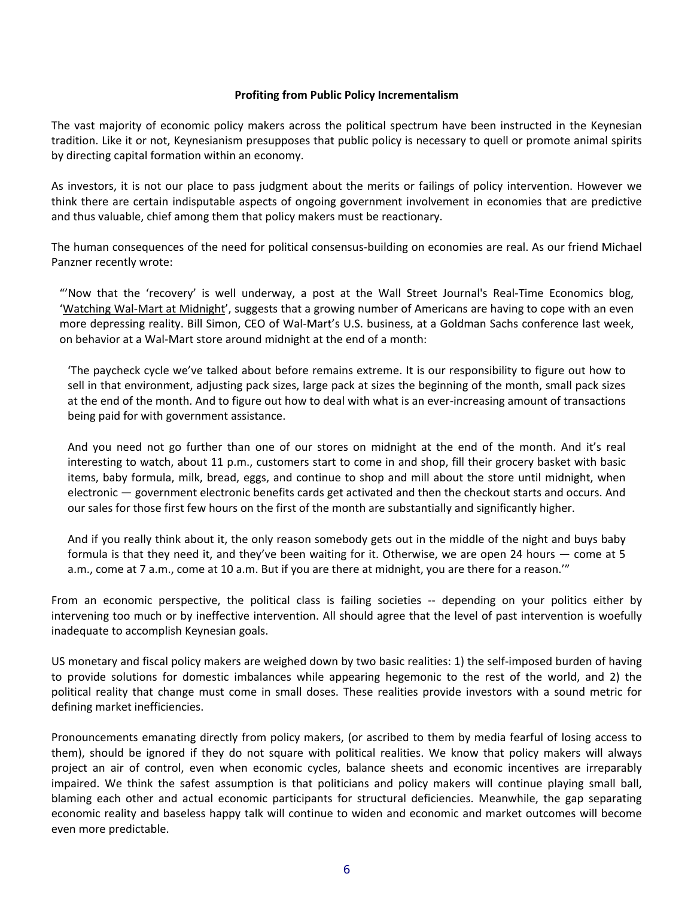**Profiting from Public Policy Incrementalism**

The vast majority of economic policy makers across the political spectrum have been instructed in the Keynesian tradition. Like it or not, Keynesianism presupposes that public policy is necessary to quell or promote animal spirits by directing capital formation within an economy.

As investors, it is not our place to pass judgment about the merits or failings of policy intervention. However we think there are certain indisputable aspects of ongoing government involvement in economies that are predictive and thus valuable, chief among them that policy makers must be reactionary.

The human consequences of the need for political consensus-building on economies are real. As our friend Michael Panzner recently wrote:

> "'Now that the 'recovery' is well underway, a post at the Wall Street Journal's Real-Time Economics blog, 'Watching Wal-Mart at Midnight', suggests that a growing number of Americans are having to cope with an even more depressing reality. Bill Simon, CEO of Wal-Mart's U.S. business, at a Goldman Sachs conference last week, on behavior at a Wal-Mart store around midnight at the end of a month:
>
> > 'The paycheck cycle we've talked about before remains extreme. It is our responsibility to figure out how to sell in that environment, adjusting pack sizes, large pack at sizes the beginning of the month, small pack sizes at the end of the month. And to figure out how to deal with what is an ever-increasing amount of transactions being paid for with government assistance.
> >
> > And you need not go further than one of our stores on midnight at the end of the month. And it's real interesting to watch, about 11 p.m., customers start to come in and shop, fill their grocery basket with basic items, baby formula, milk, bread, eggs, and continue to shop and mill about the store until midnight, when electronic — government electronic benefits cards get activated and then the checkout starts and occurs. And our sales for those first few hours on the first of the month are substantially and significantly higher.
> >
> > And if you really think about it, the only reason somebody gets out in the middle of the night and buys baby formula is that they need it, and they've been waiting for it. Otherwise, we are open 24 hours — come at 5 a.m., come at 7 a.m., come at 10 a.m. But if you are there at midnight, you are there for a reason.'"

From an economic perspective, the political class is failing societies -- depending on your politics either by intervening too much or by ineffective intervention. All should agree that the level of past intervention is woefully inadequate to accomplish Keynesian goals.

US monetary and fiscal policy makers are weighed down by two basic realities: 1) the self-imposed burden of having to provide solutions for domestic imbalances while appearing hegemonic to the rest of the world, and 2) the political reality that change must come in small doses. These realities provide investors with a sound metric for defining market inefficiencies.

Pronouncements emanating directly from policy makers, (or ascribed to them by media fearful of losing access to them), should be ignored if they do not square with political realities. We know that policy makers will always project an air of control, even when economic cycles, balance sheets and economic incentives are irreparably impaired. We think the safest assumption is that politicians and policy makers will continue playing small ball, blaming each other and actual economic participants for structural deficiencies. Meanwhile, the gap separating economic reality and baseless happy talk will continue to widen and economic and market outcomes will become even more predictable.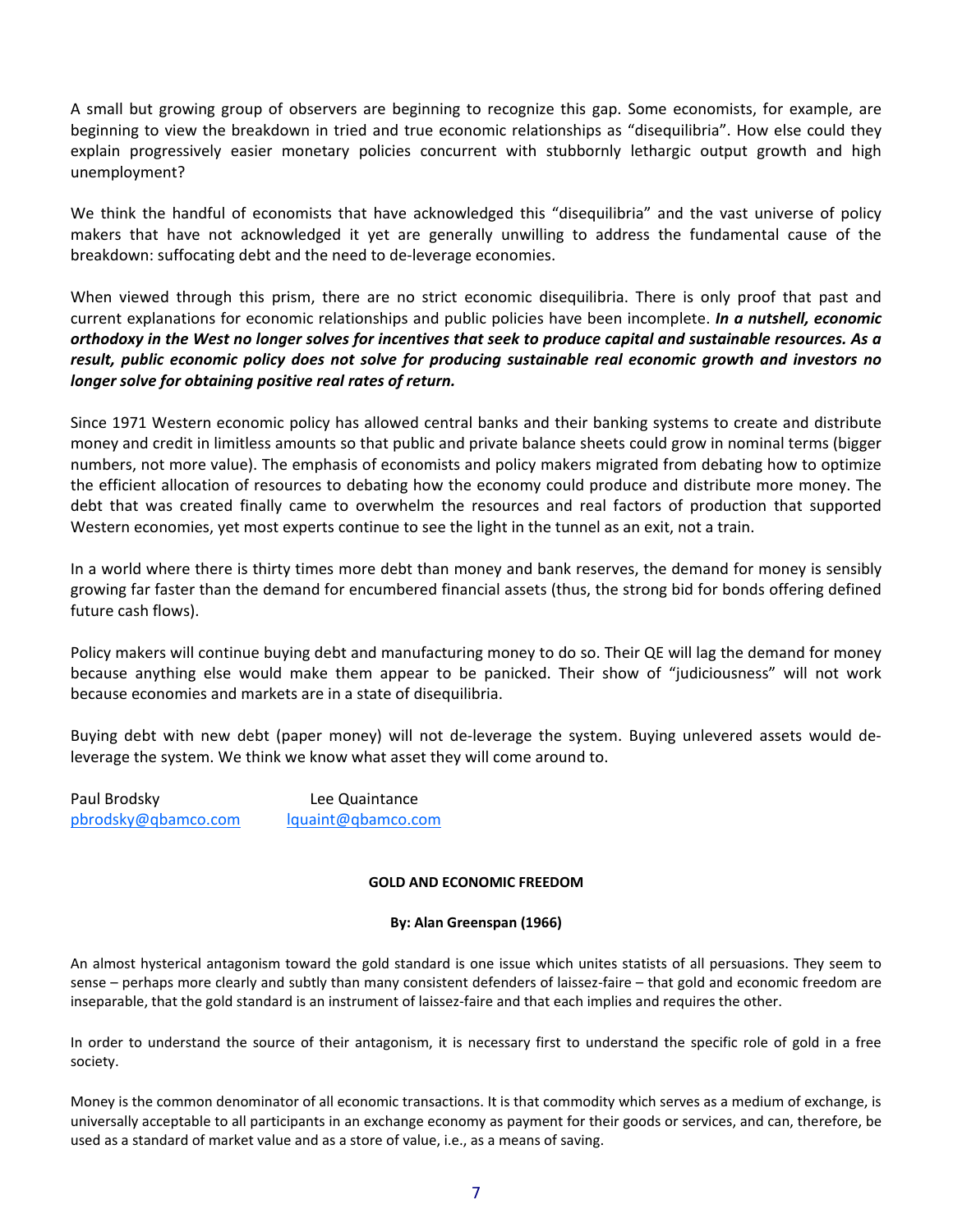A small but growing group of observers are beginning to recognize this gap. Some economists, for example, are beginning to view the breakdown in tried and true economic relationships as "disequilibria". How else could they explain progressively easier monetary policies concurrent with stubbornly lethargic output growth and high unemployment?

We think the handful of economists that have acknowledged this "disequilibria" and the vast universe of policy makers that have not acknowledged it yet are generally unwilling to address the fundamental cause of the breakdown: suffocating debt and the need to de-leverage economies.

When viewed through this prism, there are no strict economic disequilibria. There is only proof that past and current explanations for economic relationships and public policies have been incomplete. ***In a nutshell, economic orthodoxy in the West no longer solves for incentives that seek to produce capital and sustainable resources. As a result, public economic policy does not solve for producing sustainable real economic growth and investors no longer solve for obtaining positive real rates of return.***

Since 1971 Western economic policy has allowed central banks and their banking systems to create and distribute money and credit in limitless amounts so that public and private balance sheets could grow in nominal terms (bigger numbers, not more value). The emphasis of economists and policy makers migrated from debating how to optimize the efficient allocation of resources to debating how the economy could produce and distribute more money. The debt that was created finally came to overwhelm the resources and real factors of production that supported Western economies, yet most experts continue to see the light in the tunnel as an exit, not a train.

In a world where there is thirty times more debt than money and bank reserves, the demand for money is sensibly growing far faster than the demand for encumbered financial assets (thus, the strong bid for bonds offering defined future cash flows).

Policy makers will continue buying debt and manufacturing money to do so. Their QE will lag the demand for money because anything else would make them appear to be panicked. Their show of "judiciousness" will not work because economies and markets are in a state of disequilibria.

Buying debt with new debt (paper money) will not de-leverage the system. Buying unlevered assets would de-leverage the system. We think we know what asset they will come around to.

Paul Brodsky
pbrodsky@qbamco.com

Lee Quaintance
lquaint@qbamco.com

## GOLD AND ECONOMIC FREEDOM

**By: Alan Greenspan (1966)**

An almost hysterical antagonism toward the gold standard is one issue which unites statists of all persuasions. They seem to sense – perhaps more clearly and subtly than many consistent defenders of laissez-faire – that gold and economic freedom are inseparable, that the gold standard is an instrument of laissez-faire and that each implies and requires the other.

In order to understand the source of their antagonism, it is necessary first to understand the specific role of gold in a free society.

Money is the common denominator of all economic transactions. It is that commodity which serves as a medium of exchange, is universally acceptable to all participants in an exchange economy as payment for their goods or services, and can, therefore, be used as a standard of market value and as a store of value, i.e., as a means of saving.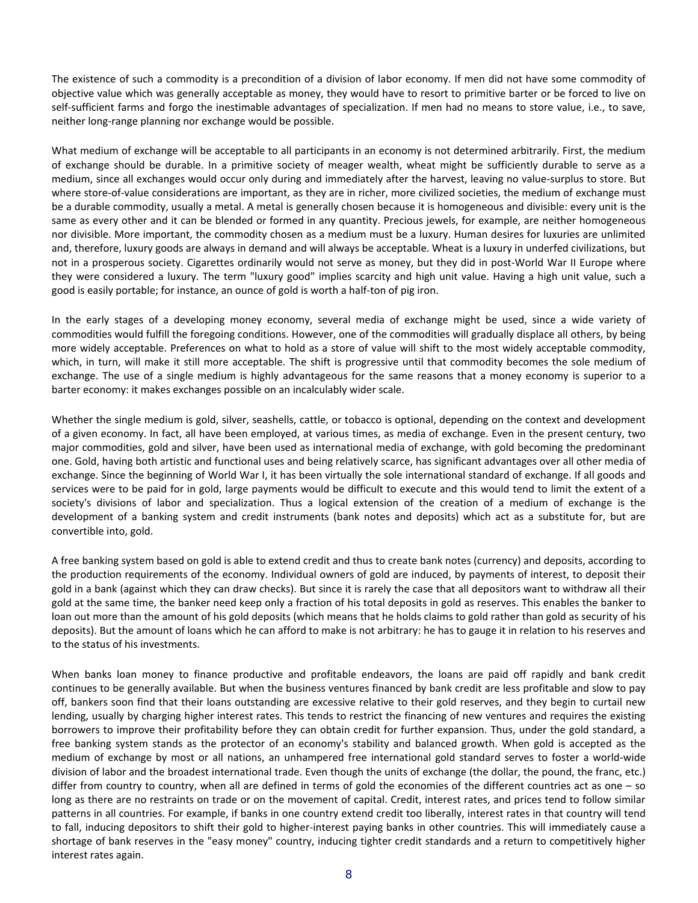The existence of such a commodity is a precondition of a division of labor economy. If men did not have some commodity of objective value which was generally acceptable as money, they would have to resort to primitive barter or be forced to live on self-sufficient farms and forgo the inestimable advantages of specialization. If men had no means to store value, i.e., to save, neither long-range planning nor exchange would be possible.

What medium of exchange will be acceptable to all participants in an economy is not determined arbitrarily. First, the medium of exchange should be durable. In a primitive society of meager wealth, wheat might be sufficiently durable to serve as a medium, since all exchanges would occur only during and immediately after the harvest, leaving no value-surplus to store. But where store-of-value considerations are important, as they are in richer, more civilized societies, the medium of exchange must be a durable commodity, usually a metal. A metal is generally chosen because it is homogeneous and divisible: every unit is the same as every other and it can be blended or formed in any quantity. Precious jewels, for example, are neither homogeneous nor divisible. More important, the commodity chosen as a medium must be a luxury. Human desires for luxuries are unlimited and, therefore, luxury goods are always in demand and will always be acceptable. Wheat is a luxury in underfed civilizations, but not in a prosperous society. Cigarettes ordinarily would not serve as money, but they did in post-World War II Europe where they were considered a luxury. The term "luxury good" implies scarcity and high unit value. Having a high unit value, such a good is easily portable; for instance, an ounce of gold is worth a half-ton of pig iron.

In the early stages of a developing money economy, several media of exchange might be used, since a wide variety of commodities would fulfill the foregoing conditions. However, one of the commodities will gradually displace all others, by being more widely acceptable. Preferences on what to hold as a store of value will shift to the most widely acceptable commodity, which, in turn, will make it still more acceptable. The shift is progressive until that commodity becomes the sole medium of exchange. The use of a single medium is highly advantageous for the same reasons that a money economy is superior to a barter economy: it makes exchanges possible on an incalculably wider scale.

Whether the single medium is gold, silver, seashells, cattle, or tobacco is optional, depending on the context and development of a given economy. In fact, all have been employed, at various times, as media of exchange. Even in the present century, two major commodities, gold and silver, have been used as international media of exchange, with gold becoming the predominant one. Gold, having both artistic and functional uses and being relatively scarce, has significant advantages over all other media of exchange. Since the beginning of World War I, it has been virtually the sole international standard of exchange. If all goods and services were to be paid for in gold, large payments would be difficult to execute and this would tend to limit the extent of a society's divisions of labor and specialization. Thus a logical extension of the creation of a medium of exchange is the development of a banking system and credit instruments (bank notes and deposits) which act as a substitute for, but are convertible into, gold.

A free banking system based on gold is able to extend credit and thus to create bank notes (currency) and deposits, according to the production requirements of the economy. Individual owners of gold are induced, by payments of interest, to deposit their gold in a bank (against which they can draw checks). But since it is rarely the case that all depositors want to withdraw all their gold at the same time, the banker need keep only a fraction of his total deposits in gold as reserves. This enables the banker to loan out more than the amount of his gold deposits (which means that he holds claims to gold rather than gold as security of his deposits). But the amount of loans which he can afford to make is not arbitrary: he has to gauge it in relation to his reserves and to the status of his investments.

When banks loan money to finance productive and profitable endeavors, the loans are paid off rapidly and bank credit continues to be generally available. But when the business ventures financed by bank credit are less profitable and slow to pay off, bankers soon find that their loans outstanding are excessive relative to their gold reserves, and they begin to curtail new lending, usually by charging higher interest rates. This tends to restrict the financing of new ventures and requires the existing borrowers to improve their profitability before they can obtain credit for further expansion. Thus, under the gold standard, a free banking system stands as the protector of an economy's stability and balanced growth. When gold is accepted as the medium of exchange by most or all nations, an unhampered free international gold standard serves to foster a world-wide division of labor and the broadest international trade. Even though the units of exchange (the dollar, the pound, the franc, etc.) differ from country to country, when all are defined in terms of gold the economies of the different countries act as one – so long as there are no restraints on trade or on the movement of capital. Credit, interest rates, and prices tend to follow similar patterns in all countries. For example, if banks in one country extend credit too liberally, interest rates in that country will tend to fall, inducing depositors to shift their gold to higher-interest paying banks in other countries. This will immediately cause a shortage of bank reserves in the "easy money" country, inducing tighter credit standards and a return to competitively higher interest rates again.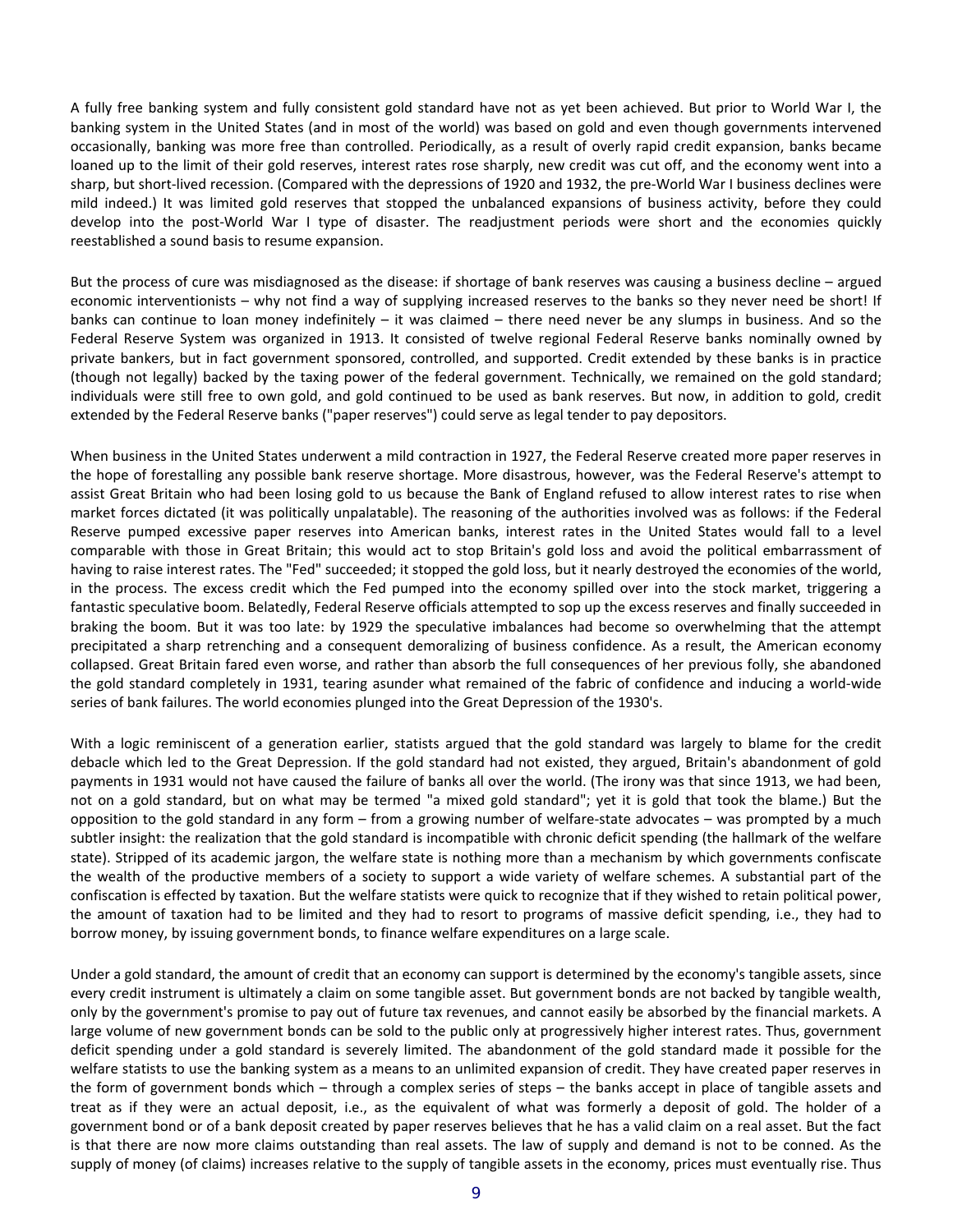A fully free banking system and fully consistent gold standard have not as yet been achieved. But prior to World War I, the banking system in the United States (and in most of the world) was based on gold and even though governments intervened occasionally, banking was more free than controlled. Periodically, as a result of overly rapid credit expansion, banks became loaned up to the limit of their gold reserves, interest rates rose sharply, new credit was cut off, and the economy went into a sharp, but short-lived recession. (Compared with the depressions of 1920 and 1932, the pre-World War I business declines were mild indeed.) It was limited gold reserves that stopped the unbalanced expansions of business activity, before they could develop into the post-World War I type of disaster. The readjustment periods were short and the economies quickly reestablished a sound basis to resume expansion.

But the process of cure was misdiagnosed as the disease: if shortage of bank reserves was causing a business decline – argued economic interventionists – why not find a way of supplying increased reserves to the banks so they never need be short! If banks can continue to loan money indefinitely – it was claimed – there need never be any slumps in business. And so the Federal Reserve System was organized in 1913. It consisted of twelve regional Federal Reserve banks nominally owned by private bankers, but in fact government sponsored, controlled, and supported. Credit extended by these banks is in practice (though not legally) backed by the taxing power of the federal government. Technically, we remained on the gold standard; individuals were still free to own gold, and gold continued to be used as bank reserves. But now, in addition to gold, credit extended by the Federal Reserve banks ("paper reserves") could serve as legal tender to pay depositors.

When business in the United States underwent a mild contraction in 1927, the Federal Reserve created more paper reserves in the hope of forestalling any possible bank reserve shortage. More disastrous, however, was the Federal Reserve's attempt to assist Great Britain who had been losing gold to us because the Bank of England refused to allow interest rates to rise when market forces dictated (it was politically unpalatable). The reasoning of the authorities involved was as follows: if the Federal Reserve pumped excessive paper reserves into American banks, interest rates in the United States would fall to a level comparable with those in Great Britain; this would act to stop Britain's gold loss and avoid the political embarrassment of having to raise interest rates. The "Fed" succeeded; it stopped the gold loss, but it nearly destroyed the economies of the world, in the process. The excess credit which the Fed pumped into the economy spilled over into the stock market, triggering a fantastic speculative boom. Belatedly, Federal Reserve officials attempted to sop up the excess reserves and finally succeeded in braking the boom. But it was too late: by 1929 the speculative imbalances had become so overwhelming that the attempt precipitated a sharp retrenching and a consequent demoralizing of business confidence. As a result, the American economy collapsed. Great Britain fared even worse, and rather than absorb the full consequences of her previous folly, she abandoned the gold standard completely in 1931, tearing asunder what remained of the fabric of confidence and inducing a world-wide series of bank failures. The world economies plunged into the Great Depression of the 1930's.

With a logic reminiscent of a generation earlier, statists argued that the gold standard was largely to blame for the credit debacle which led to the Great Depression. If the gold standard had not existed, they argued, Britain's abandonment of gold payments in 1931 would not have caused the failure of banks all over the world. (The irony was that since 1913, we had been, not on a gold standard, but on what may be termed "a mixed gold standard"; yet it is gold that took the blame.) But the opposition to the gold standard in any form – from a growing number of welfare-state advocates – was prompted by a much subtler insight: the realization that the gold standard is incompatible with chronic deficit spending (the hallmark of the welfare state). Stripped of its academic jargon, the welfare state is nothing more than a mechanism by which governments confiscate the wealth of the productive members of a society to support a wide variety of welfare schemes. A substantial part of the confiscation is effected by taxation. But the welfare statists were quick to recognize that if they wished to retain political power, the amount of taxation had to be limited and they had to resort to programs of massive deficit spending, i.e., they had to borrow money, by issuing government bonds, to finance welfare expenditures on a large scale.

Under a gold standard, the amount of credit that an economy can support is determined by the economy's tangible assets, since every credit instrument is ultimately a claim on some tangible asset. But government bonds are not backed by tangible wealth, only by the government's promise to pay out of future tax revenues, and cannot easily be absorbed by the financial markets. A large volume of new government bonds can be sold to the public only at progressively higher interest rates. Thus, government deficit spending under a gold standard is severely limited. The abandonment of the gold standard made it possible for the welfare statists to use the banking system as a means to an unlimited expansion of credit. They have created paper reserves in the form of government bonds which – through a complex series of steps – the banks accept in place of tangible assets and treat as if they were an actual deposit, i.e., as the equivalent of what was formerly a deposit of gold. The holder of a government bond or of a bank deposit created by paper reserves believes that he has a valid claim on a real asset. But the fact is that there are now more claims outstanding than real assets. The law of supply and demand is not to be conned. As the supply of money (of claims) increases relative to the supply of tangible assets in the economy, prices must eventually rise. Thus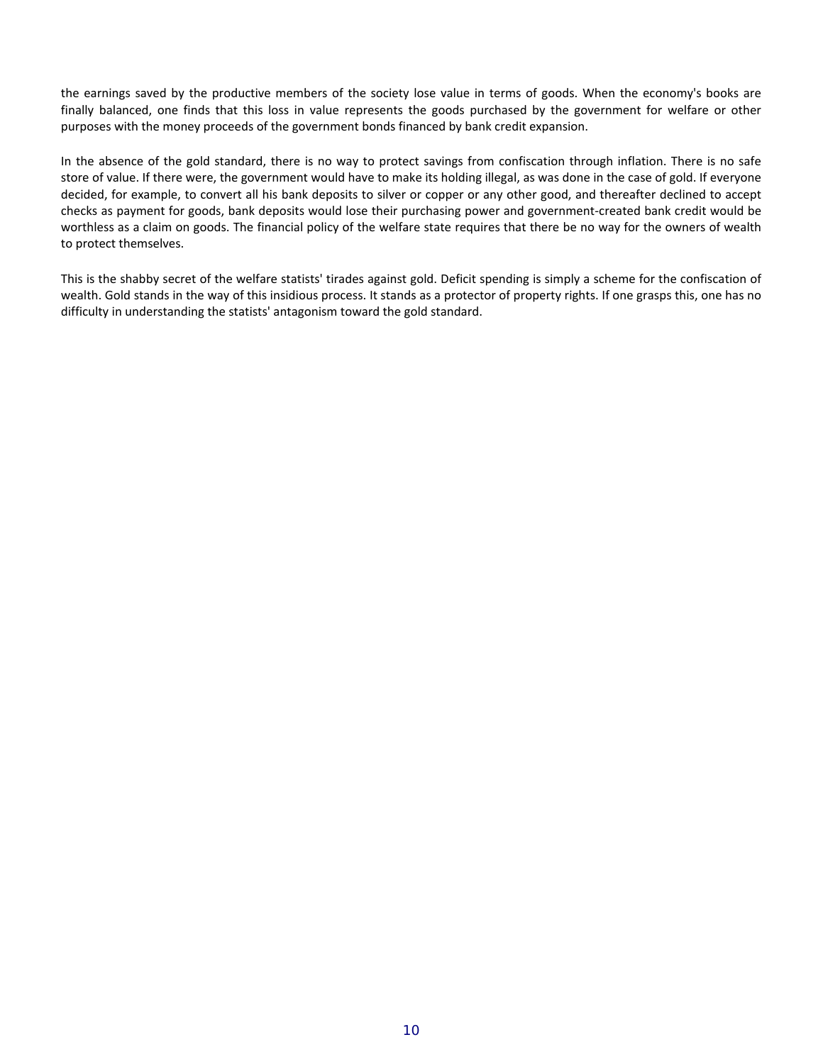the earnings saved by the productive members of the society lose value in terms of goods. When the economy's books are finally balanced, one finds that this loss in value represents the goods purchased by the government for welfare or other purposes with the money proceeds of the government bonds financed by bank credit expansion.

In the absence of the gold standard, there is no way to protect savings from confiscation through inflation. There is no safe store of value. If there were, the government would have to make its holding illegal, as was done in the case of gold. If everyone decided, for example, to convert all his bank deposits to silver or copper or any other good, and thereafter declined to accept checks as payment for goods, bank deposits would lose their purchasing power and government-created bank credit would be worthless as a claim on goods. The financial policy of the welfare state requires that there be no way for the owners of wealth to protect themselves.

This is the shabby secret of the welfare statists' tirades against gold. Deficit spending is simply a scheme for the confiscation of wealth. Gold stands in the way of this insidious process. It stands as a protector of property rights. If one grasps this, one has no difficulty in understanding the statists' antagonism toward the gold standard.